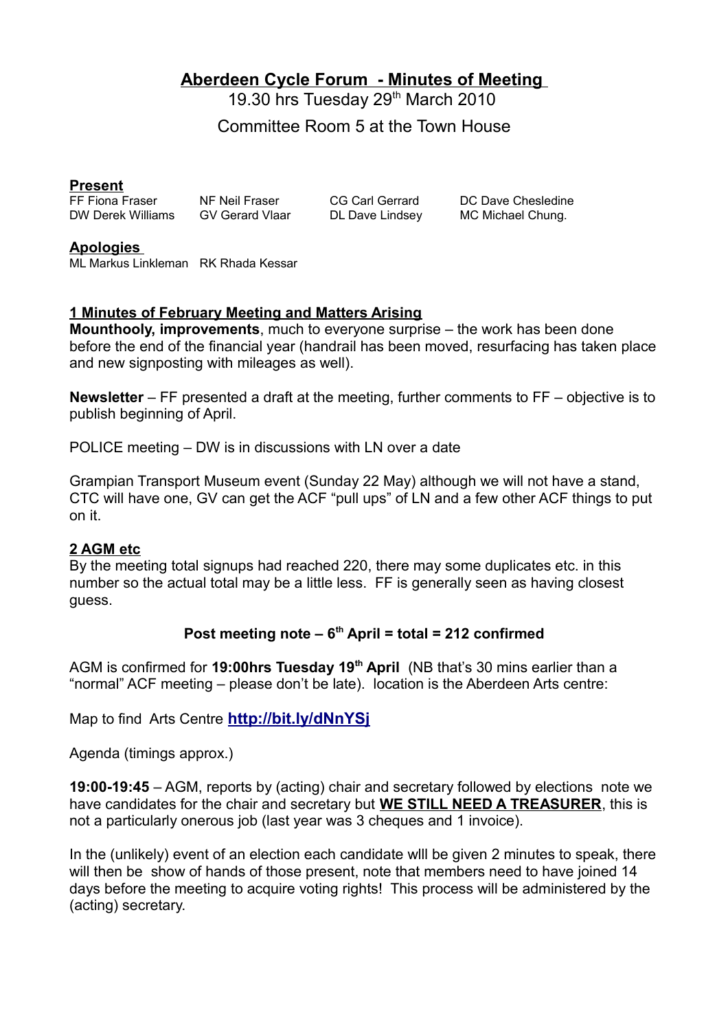# Aberdeen Cycle Forum - Minutes of Meeting

19.30 hrs Tuesday 29th March 2010

Committee Room 5 at the Town House

## Present

| | | | |
|---|---|---|---|
| FF Fiona Fraser | NF Neil Fraser | CG Carl Gerrard | DC Dave Chesledine |
| DW Derek Williams | GV Gerard Vlaar | DL Dave Lindsey | MC Michael Chung. |

## Apologies

ML Markus Linkleman RK Rhada Kessar

## 1 Minutes of February Meeting and Matters Arising

**Mounthooly, improvements**, much to everyone surprise – the work has been done before the end of the financial year (handrail has been moved, resurfacing has taken place and new signposting with mileages as well).

**Newsletter** – FF presented a draft at the meeting, further comments to FF – objective is to publish beginning of April.

POLICE meeting – DW is in discussions with LN over a date

Grampian Transport Museum event (Sunday 22 May) although we will not have a stand, CTC will have one, GV can get the ACF "pull ups" of LN and a few other ACF things to put on it.

## 2 AGM etc

By the meeting total signups had reached 220, there may some duplicates etc. in this number so the actual total may be a little less. FF is generally seen as having closest guess.

**Post meeting note – 6th April = total = 212 confirmed**

AGM is confirmed for **19:00hrs Tuesday 19th April** (NB that's 30 mins earlier than a "normal" ACF meeting – please don't be late). location is the Aberdeen Arts centre:

Map to find Arts Centre **http://bit.ly/dNnYSj**

Agenda (timings approx.)

**19:00-19:45** – AGM, reports by (acting) chair and secretary followed by elections note we have candidates for the chair and secretary but **WE STILL NEED A TREASURER**, this is not a particularly onerous job (last year was 3 cheques and 1 invoice).

In the (unlikely) event of an election each candidate wlll be given 2 minutes to speak, there will then be show of hands of those present, note that members need to have joined 14 days before the meeting to acquire voting rights! This process will be administered by the (acting) secretary.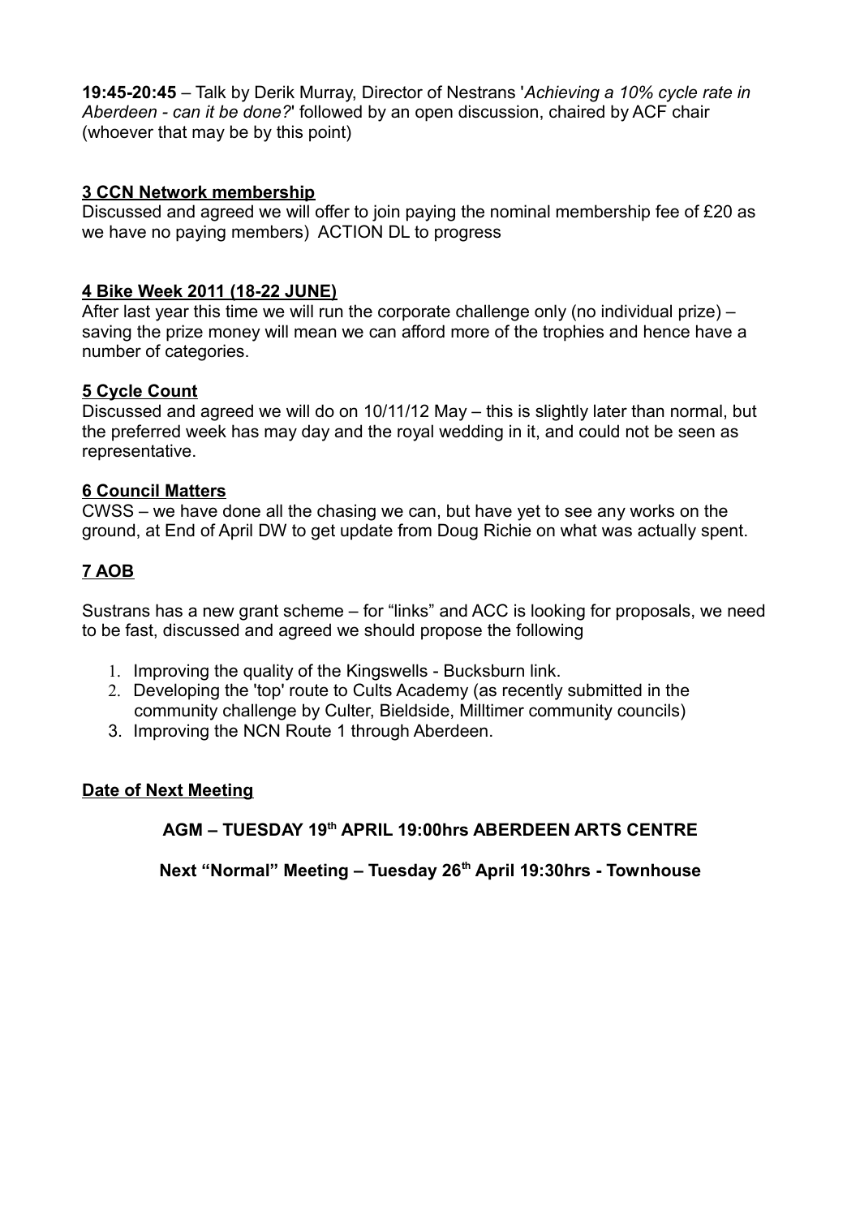**19:45-20:45** – Talk by Derik Murray, Director of Nestrans '*Achieving a 10% cycle rate in Aberdeen - can it be done?*' followed by an open discussion, chaired by ACF chair (whoever that may be by this point)

**3 CCN Network membership**

Discussed and agreed we will offer to join paying the nominal membership fee of £20 as we have no paying members) ACTION DL to progress

**4 Bike Week 2011 (18-22 JUNE)**

After last year this time we will run the corporate challenge only (no individual prize) – saving the prize money will mean we can afford more of the trophies and hence have a number of categories.

**5 Cycle Count**

Discussed and agreed we will do on 10/11/12 May – this is slightly later than normal, but the preferred week has may day and the royal wedding in it, and could not be seen as representative.

**6 Council Matters**

CWSS – we have done all the chasing we can, but have yet to see any works on the ground, at End of April DW to get update from Doug Richie on what was actually spent.

**7 AOB**

Sustrans has a new grant scheme – for "links" and ACC is looking for proposals, we need to be fast, discussed and agreed we should propose the following

1. Improving the quality of the Kingswells - Bucksburn link.
2. Developing the 'top' route to Cults Academy (as recently submitted in the community challenge by Culter, Bieldside, Milltimer community councils)
3. Improving the NCN Route 1 through Aberdeen.

**Date of Next Meeting**

**AGM – TUESDAY 19th APRIL 19:00hrs ABERDEEN ARTS CENTRE**

**Next "Normal" Meeting – Tuesday 26th April 19:30hrs - Townhouse**